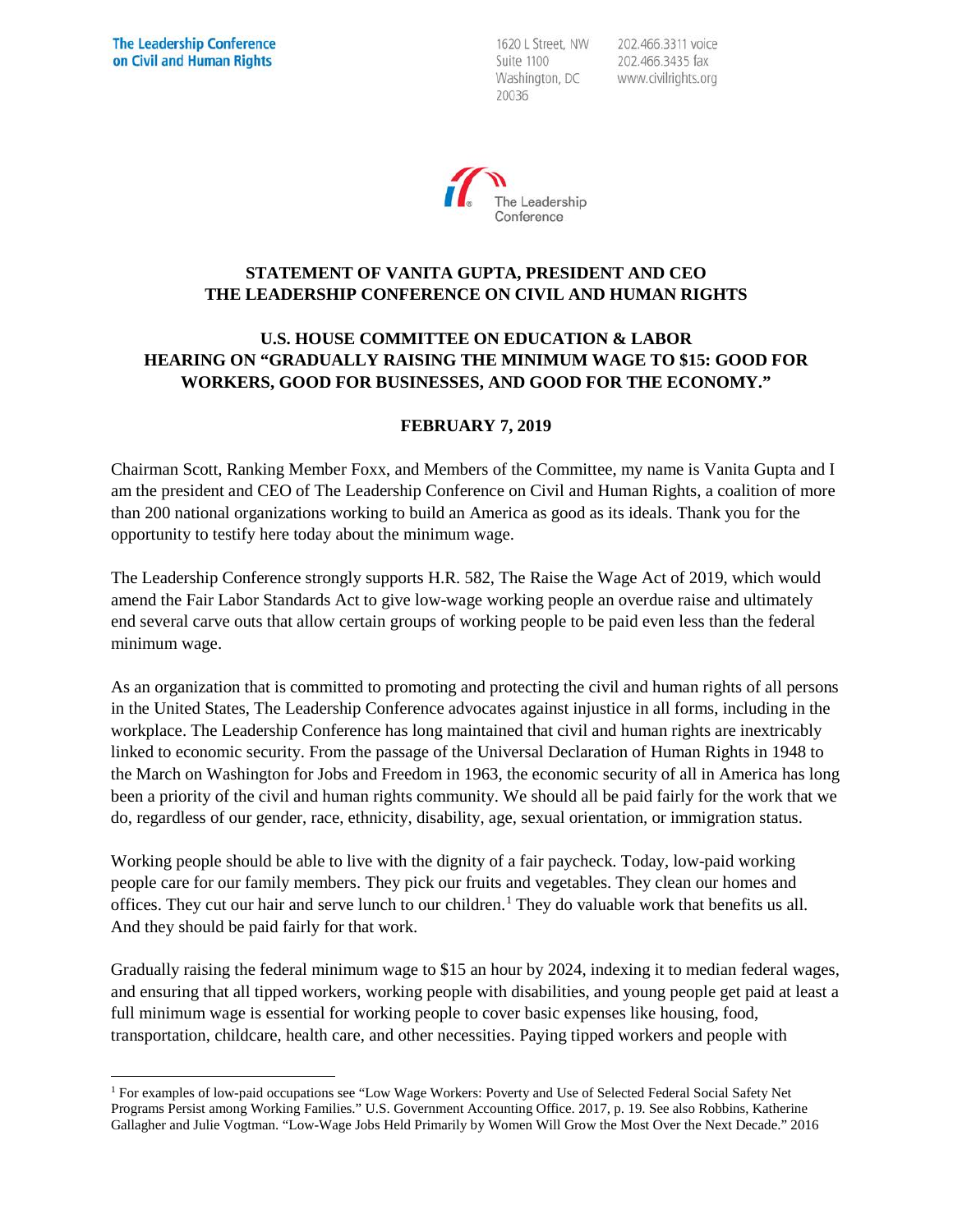**The Leadership Conference on Civil and Human Rights**

1620 L Street, NW
Suite 1100
Washington, DC
20036

202.466.3311 voice
202.466.3435 fax
www.civilrights.org

The Leadership Conference

**STATEMENT OF VANITA GUPTA, PRESIDENT AND CEO**
**THE LEADERSHIP CONFERENCE ON CIVIL AND HUMAN RIGHTS**

**U.S. HOUSE COMMITTEE ON EDUCATION & LABOR**
**HEARING ON "GRADUALLY RAISING THE MINIMUM WAGE TO $15: GOOD FOR WORKERS, GOOD FOR BUSINESSES, AND GOOD FOR THE ECONOMY."**

**FEBRUARY 7, 2019**

Chairman Scott, Ranking Member Foxx, and Members of the Committee, my name is Vanita Gupta and I am the president and CEO of The Leadership Conference on Civil and Human Rights, a coalition of more than 200 national organizations working to build an America as good as its ideals. Thank you for the opportunity to testify here today about the minimum wage.

The Leadership Conference strongly supports H.R. 582, The Raise the Wage Act of 2019, which would amend the Fair Labor Standards Act to give low-wage working people an overdue raise and ultimately end several carve outs that allow certain groups of working people to be paid even less than the federal minimum wage.

As an organization that is committed to promoting and protecting the civil and human rights of all persons in the United States, The Leadership Conference advocates against injustice in all forms, including in the workplace. The Leadership Conference has long maintained that civil and human rights are inextricably linked to economic security. From the passage of the Universal Declaration of Human Rights in 1948 to the March on Washington for Jobs and Freedom in 1963, the economic security of all in America has long been a priority of the civil and human rights community. We should all be paid fairly for the work that we do, regardless of our gender, race, ethnicity, disability, age, sexual orientation, or immigration status.

Working people should be able to live with the dignity of a fair paycheck. Today, low-paid working people care for our family members. They pick our fruits and vegetables. They clean our homes and offices. They cut our hair and serve lunch to our children.[1] They do valuable work that benefits us all. And they should be paid fairly for that work.

Gradually raising the federal minimum wage to $15 an hour by 2024, indexing it to median federal wages, and ensuring that all tipped workers, working people with disabilities, and young people get paid at least a full minimum wage is essential for working people to cover basic expenses like housing, food, transportation, childcare, health care, and other necessities. Paying tipped workers and people with

[1] For examples of low-paid occupations see "Low Wage Workers: Poverty and Use of Selected Federal Social Safety Net Programs Persist among Working Families." U.S. Government Accounting Office. 2017, p. 19. See also Robbins, Katherine Gallagher and Julie Vogtman. "Low-Wage Jobs Held Primarily by Women Will Grow the Most Over the Next Decade." 2016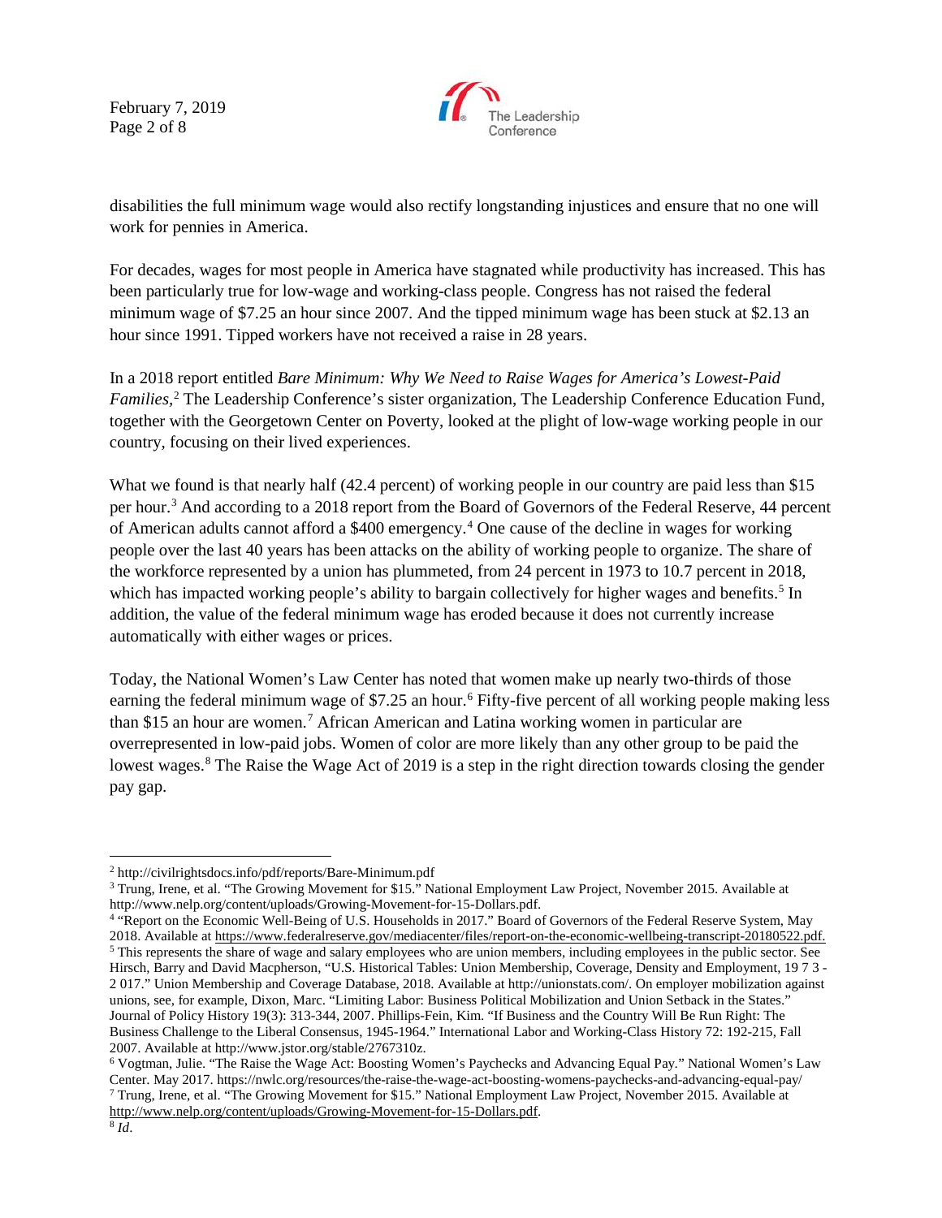disabilities the full minimum wage would also rectify longstanding injustices and ensure that no one will work for pennies in America.

For decades, wages for most people in America have stagnated while productivity has increased. This has been particularly true for low-wage and working-class people. Congress has not raised the federal minimum wage of $7.25 an hour since 2007. And the tipped minimum wage has been stuck at $2.13 an hour since 1991. Tipped workers have not received a raise in 28 years.

In a 2018 report entitled *Bare Minimum: Why We Need to Raise Wages for America's Lowest-Paid Families*,[2] The Leadership Conference's sister organization, The Leadership Conference Education Fund, together with the Georgetown Center on Poverty, looked at the plight of low-wage working people in our country, focusing on their lived experiences.

What we found is that nearly half (42.4 percent) of working people in our country are paid less than $15 per hour.[3] And according to a 2018 report from the Board of Governors of the Federal Reserve, 44 percent of American adults cannot afford a $400 emergency.[4] One cause of the decline in wages for working people over the last 40 years has been attacks on the ability of working people to organize. The share of the workforce represented by a union has plummeted, from 24 percent in 1973 to 10.7 percent in 2018, which has impacted working people's ability to bargain collectively for higher wages and benefits.[5] In addition, the value of the federal minimum wage has eroded because it does not currently increase automatically with either wages or prices.

Today, the National Women's Law Center has noted that women make up nearly two-thirds of those earning the federal minimum wage of $7.25 an hour.[6] Fifty-five percent of all working people making less than $15 an hour are women.[7] African American and Latina working women in particular are overrepresented in low-paid jobs. Women of color are more likely than any other group to be paid the lowest wages.[8] The Raise the Wage Act of 2019 is a step in the right direction towards closing the gender pay gap.

---

[2] http://civilrightsdocs.info/pdf/reports/Bare-Minimum.pdf

[3] Trung, Irene, et al. "The Growing Movement for $15." National Employment Law Project, November 2015. Available at http://www.nelp.org/content/uploads/Growing-Movement-for-15-Dollars.pdf.

[4] "Report on the Economic Well-Being of U.S. Households in 2017." Board of Governors of the Federal Reserve System, May 2018. Available at https://www.federalreserve.gov/mediacenter/files/report-on-the-economic-wellbeing-transcript-20180522.pdf.

[5] This represents the share of wage and salary employees who are union members, including employees in the public sector. See Hirsch, Barry and David Macpherson, "U.S. Historical Tables: Union Membership, Coverage, Density and Employment, 19 7 3 - 2 017." Union Membership and Coverage Database, 2018. Available at http://unionstats.com/. On employer mobilization against unions, see, for example, Dixon, Marc. "Limiting Labor: Business Political Mobilization and Union Setback in the States." Journal of Policy History 19(3): 313-344, 2007. Phillips-Fein, Kim. "If Business and the Country Will Be Run Right: The Business Challenge to the Liberal Consensus, 1945-1964." International Labor and Working-Class History 72: 192-215, Fall 2007. Available at http://www.jstor.org/stable/2767310z.

[6] Vogtman, Julie. "The Raise the Wage Act: Boosting Women's Paychecks and Advancing Equal Pay." National Women's Law Center. May 2017. https://nwlc.org/resources/the-raise-the-wage-act-boosting-womens-paychecks-and-advancing-equal-pay/

[7] Trung, Irene, et al. "The Growing Movement for $15." National Employment Law Project, November 2015. Available at http://www.nelp.org/content/uploads/Growing-Movement-for-15-Dollars.pdf.

[8] *Id*.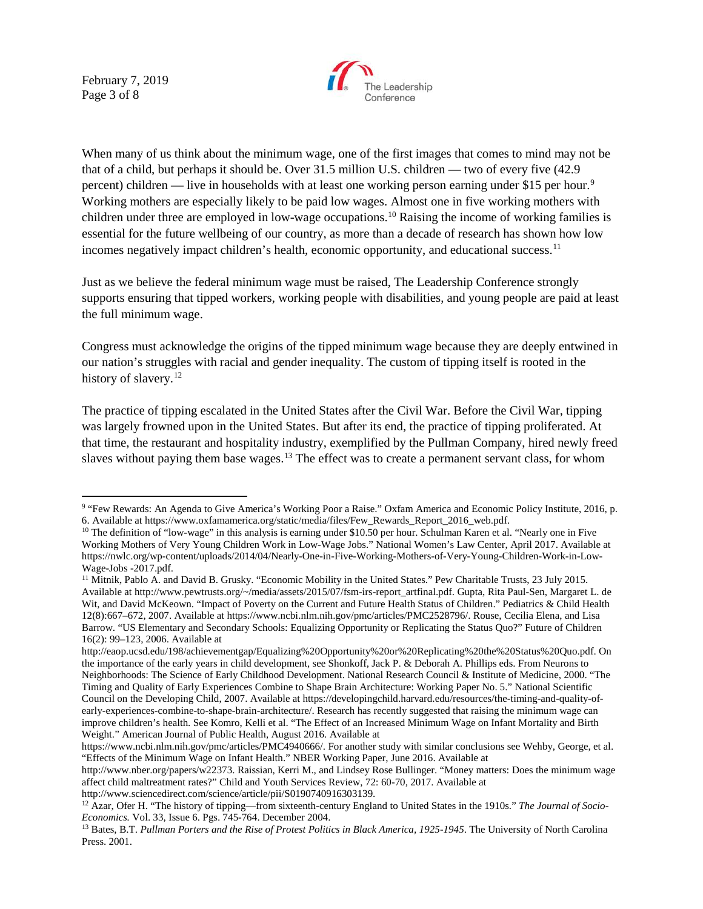When many of us think about the minimum wage, one of the first images that comes to mind may not be that of a child, but perhaps it should be. Over 31.5 million U.S. children — two of every five (42.9 percent) children — live in households with at least one working person earning under $15 per hour.[9] Working mothers are especially likely to be paid low wages. Almost one in five working mothers with children under three are employed in low-wage occupations.[10] Raising the income of working families is essential for the future wellbeing of our country, as more than a decade of research has shown how low incomes negatively impact children's health, economic opportunity, and educational success.[11]

Just as we believe the federal minimum wage must be raised, The Leadership Conference strongly supports ensuring that tipped workers, working people with disabilities, and young people are paid at least the full minimum wage.

Congress must acknowledge the origins of the tipped minimum wage because they are deeply entwined in our nation's struggles with racial and gender inequality. The custom of tipping itself is rooted in the history of slavery.[12]

The practice of tipping escalated in the United States after the Civil War. Before the Civil War, tipping was largely frowned upon in the United States. But after its end, the practice of tipping proliferated. At that time, the restaurant and hospitality industry, exemplified by the Pullman Company, hired newly freed slaves without paying them base wages.[13] The effect was to create a permanent servant class, for whom

---

[9] "Few Rewards: An Agenda to Give America's Working Poor a Raise." Oxfam America and Economic Policy Institute, 2016, p. 6. Available at https://www.oxfamamerica.org/static/media/files/Few_Rewards_Report_2016_web.pdf.

[10] The definition of "low-wage" in this analysis is earning under $10.50 per hour. Schulman Karen et al. "Nearly one in Five Working Mothers of Very Young Children Work in Low-Wage Jobs." National Women's Law Center, April 2017. Available at https://nwlc.org/wp-content/uploads/2014/04/Nearly-One-in-Five-Working-Mothers-of-Very-Young-Children-Work-in-Low-Wage-Jobs -2017.pdf.

[11] Mitnik, Pablo A. and David B. Grusky. "Economic Mobility in the United States." Pew Charitable Trusts, 23 July 2015. Available at http://www.pewtrusts.org/~/media/assets/2015/07/fsm-irs-report_artfinal.pdf. Gupta, Rita Paul-Sen, Margaret L. de Wit, and David McKeown. "Impact of Poverty on the Current and Future Health Status of Children." Pediatrics & Child Health 12(8):667–672, 2007. Available at https://www.ncbi.nlm.nih.gov/pmc/articles/PMC2528796/. Rouse, Cecilia Elena, and Lisa Barrow. "US Elementary and Secondary Schools: Equalizing Opportunity or Replicating the Status Quo?" Future of Children 16(2): 99–123, 2006. Available at http://eaop.ucsd.edu/198/achievementgap/Equalizing%20Opportunity%20or%20Replicating%20the%20Status%20Quo.pdf. On the importance of the early years in child development, see Shonkoff, Jack P. & Deborah A. Phillips eds. From Neurons to Neighborhoods: The Science of Early Childhood Development. National Research Council & Institute of Medicine, 2000. "The Timing and Quality of Early Experiences Combine to Shape Brain Architecture: Working Paper No. 5." National Scientific Council on the Developing Child, 2007. Available at https://developingchild.harvard.edu/resources/the-timing-and-quality-of-early-experiences-combine-to-shape-brain-architecture/. Research has recently suggested that raising the minimum wage can improve children's health. See Komro, Kelli et al. "The Effect of an Increased Minimum Wage on Infant Mortality and Birth Weight." American Journal of Public Health, August 2016. Available at https://www.ncbi.nlm.nih.gov/pmc/articles/PMC4940666/. For another study with similar conclusions see Wehby, George, et al. "Effects of the Minimum Wage on Infant Health." NBER Working Paper, June 2016. Available at http://www.nber.org/papers/w22373. Raissian, Kerri M., and Lindsey Rose Bullinger. "Money matters: Does the minimum wage affect child maltreatment rates?" Child and Youth Services Review, 72: 60-70, 2017. Available at http://www.sciencedirect.com/science/article/pii/S0190740916303139.

[12] Azar, Ofer H. "The history of tipping—from sixteenth-century England to United States in the 1910s." *The Journal of Socio-Economics.* Vol. 33, Issue 6. Pgs. 745-764. December 2004.

[13] Bates, B.T. *Pullman Porters and the Rise of Protest Politics in Black America, 1925-1945*. The University of North Carolina Press. 2001.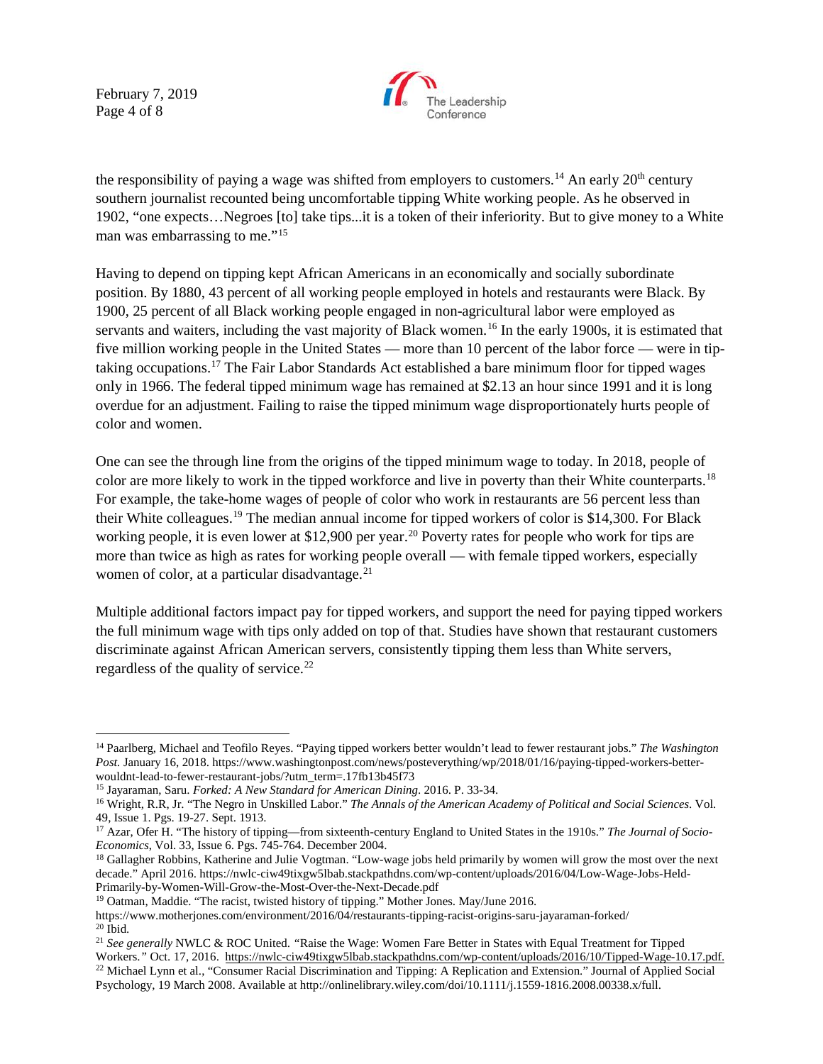the responsibility of paying a wage was shifted from employers to customers.[14] An early 20th century southern journalist recounted being uncomfortable tipping White working people. As he observed in 1902, "one expects…Negroes [to] take tips...it is a token of their inferiority. But to give money to a White man was embarrassing to me."[15]

Having to depend on tipping kept African Americans in an economically and socially subordinate position. By 1880, 43 percent of all working people employed in hotels and restaurants were Black. By 1900, 25 percent of all Black working people engaged in non-agricultural labor were employed as servants and waiters, including the vast majority of Black women.[16] In the early 1900s, it is estimated that five million working people in the United States — more than 10 percent of the labor force — were in tip-taking occupations.[17] The Fair Labor Standards Act established a bare minimum floor for tipped wages only in 1966. The federal tipped minimum wage has remained at $2.13 an hour since 1991 and it is long overdue for an adjustment. Failing to raise the tipped minimum wage disproportionately hurts people of color and women.

One can see the through line from the origins of the tipped minimum wage to today. In 2018, people of color are more likely to work in the tipped workforce and live in poverty than their White counterparts.[18] For example, the take-home wages of people of color who work in restaurants are 56 percent less than their White colleagues.[19] The median annual income for tipped workers of color is $14,300. For Black working people, it is even lower at $12,900 per year.[20] Poverty rates for people who work for tips are more than twice as high as rates for working people overall — with female tipped workers, especially women of color, at a particular disadvantage.[21]

Multiple additional factors impact pay for tipped workers, and support the need for paying tipped workers the full minimum wage with tips only added on top of that. Studies have shown that restaurant customers discriminate against African American servers, consistently tipping them less than White servers, regardless of the quality of service.[22]

---

[14] Paarlberg, Michael and Teofilo Reyes. "Paying tipped workers better wouldn't lead to fewer restaurant jobs." *The Washington Post.* January 16, 2018. https://www.washingtonpost.com/news/posteverything/wp/2018/01/16/paying-tipped-workers-better-wouldnt-lead-to-fewer-restaurant-jobs/?utm_term=.17fb13b45f73

[15] Jayaraman, Saru. *Forked: A New Standard for American Dining*. 2016. P. 33-34.

[16] Wright, R.R, Jr. "The Negro in Unskilled Labor." *The Annals of the American Academy of Political and Social Sciences*. Vol. 49, Issue 1. Pgs. 19-27. Sept. 1913.

[17] Azar, Ofer H. "The history of tipping—from sixteenth-century England to United States in the 1910s." *The Journal of Socio-Economics*, Vol. 33, Issue 6. Pgs. 745-764. December 2004.

[18] Gallagher Robbins, Katherine and Julie Vogtman. "Low-wage jobs held primarily by women will grow the most over the next decade." April 2016. https://nwlc-ciw49tixgw5lbab.stackpathdns.com/wp-content/uploads/2016/04/Low-Wage-Jobs-Held-Primarily-by-Women-Will-Grow-the-Most-Over-the-Next-Decade.pdf

[19] Oatman, Maddie. "The racist, twisted history of tipping." Mother Jones. May/June 2016. https://www.motherjones.com/environment/2016/04/restaurants-tipping-racist-origins-saru-jayaraman-forked/

[20] Ibid.

[21] *See generally* NWLC & ROC United. "Raise the Wage: Women Fare Better in States with Equal Treatment for Tipped Workers." Oct. 17, 2016. https://nwlc-ciw49tixgw5lbab.stackpathdns.com/wp-content/uploads/2016/10/Tipped-Wage-10.17.pdf.

[22] Michael Lynn et al., "Consumer Racial Discrimination and Tipping: A Replication and Extension." Journal of Applied Social Psychology, 19 March 2008. Available at http://onlinelibrary.wiley.com/doi/10.1111/j.1559-1816.2008.00338.x/full.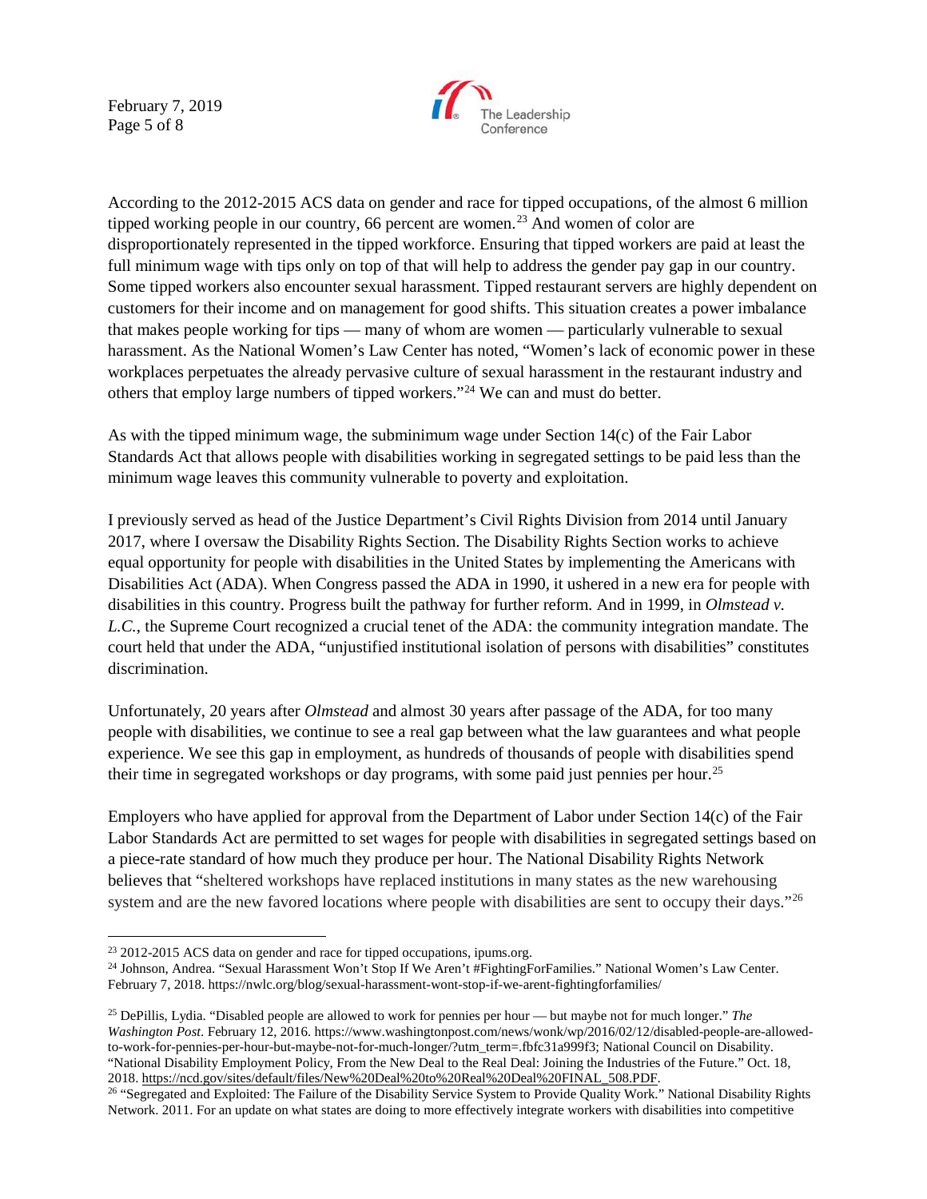According to the 2012-2015 ACS data on gender and race for tipped occupations, of the almost 6 million tipped working people in our country, 66 percent are women.[23] And women of color are disproportionately represented in the tipped workforce. Ensuring that tipped workers are paid at least the full minimum wage with tips only on top of that will help to address the gender pay gap in our country. Some tipped workers also encounter sexual harassment. Tipped restaurant servers are highly dependent on customers for their income and on management for good shifts. This situation creates a power imbalance that makes people working for tips — many of whom are women — particularly vulnerable to sexual harassment. As the National Women's Law Center has noted, "Women's lack of economic power in these workplaces perpetuates the already pervasive culture of sexual harassment in the restaurant industry and others that employ large numbers of tipped workers."[24] We can and must do better.

As with the tipped minimum wage, the subminimum wage under Section 14(c) of the Fair Labor Standards Act that allows people with disabilities working in segregated settings to be paid less than the minimum wage leaves this community vulnerable to poverty and exploitation.

I previously served as head of the Justice Department's Civil Rights Division from 2014 until January 2017, where I oversaw the Disability Rights Section. The Disability Rights Section works to achieve equal opportunity for people with disabilities in the United States by implementing the Americans with Disabilities Act (ADA). When Congress passed the ADA in 1990, it ushered in a new era for people with disabilities in this country. Progress built the pathway for further reform. And in 1999, in *Olmstead v. L.C.*, the Supreme Court recognized a crucial tenet of the ADA: the community integration mandate. The court held that under the ADA, "unjustified institutional isolation of persons with disabilities" constitutes discrimination.

Unfortunately, 20 years after *Olmstead* and almost 30 years after passage of the ADA, for too many people with disabilities, we continue to see a real gap between what the law guarantees and what people experience. We see this gap in employment, as hundreds of thousands of people with disabilities spend their time in segregated workshops or day programs, with some paid just pennies per hour.[25]

Employers who have applied for approval from the Department of Labor under Section 14(c) of the Fair Labor Standards Act are permitted to set wages for people with disabilities in segregated settings based on a piece-rate standard of how much they produce per hour. The National Disability Rights Network believes that "sheltered workshops have replaced institutions in many states as the new warehousing system and are the new favored locations where people with disabilities are sent to occupy their days."[26]

---

[23] 2012-2015 ACS data on gender and race for tipped occupations, ipums.org.

[24] Johnson, Andrea. "Sexual Harassment Won't Stop If We Aren't #FightingForFamilies." National Women's Law Center. February 7, 2018. https://nwlc.org/blog/sexual-harassment-wont-stop-if-we-arent-fightingforfamilies/

[25] DePillis, Lydia. "Disabled people are allowed to work for pennies per hour — but maybe not for much longer." *The Washington Post*. February 12, 2016. https://www.washingtonpost.com/news/wonk/wp/2016/02/12/disabled-people-are-allowed-to-work-for-pennies-per-hour-but-maybe-not-for-much-longer/?utm_term=.fbfc31a999f3; National Council on Disability. "National Disability Employment Policy, From the New Deal to the Real Deal: Joining the Industries of the Future." Oct. 18, 2018. https://ncd.gov/sites/default/files/New%20Deal%20to%20Real%20Deal%20FINAL_508.PDF.

[26] "Segregated and Exploited: The Failure of the Disability Service System to Provide Quality Work." National Disability Rights Network. 2011. For an update on what states are doing to more effectively integrate workers with disabilities into competitive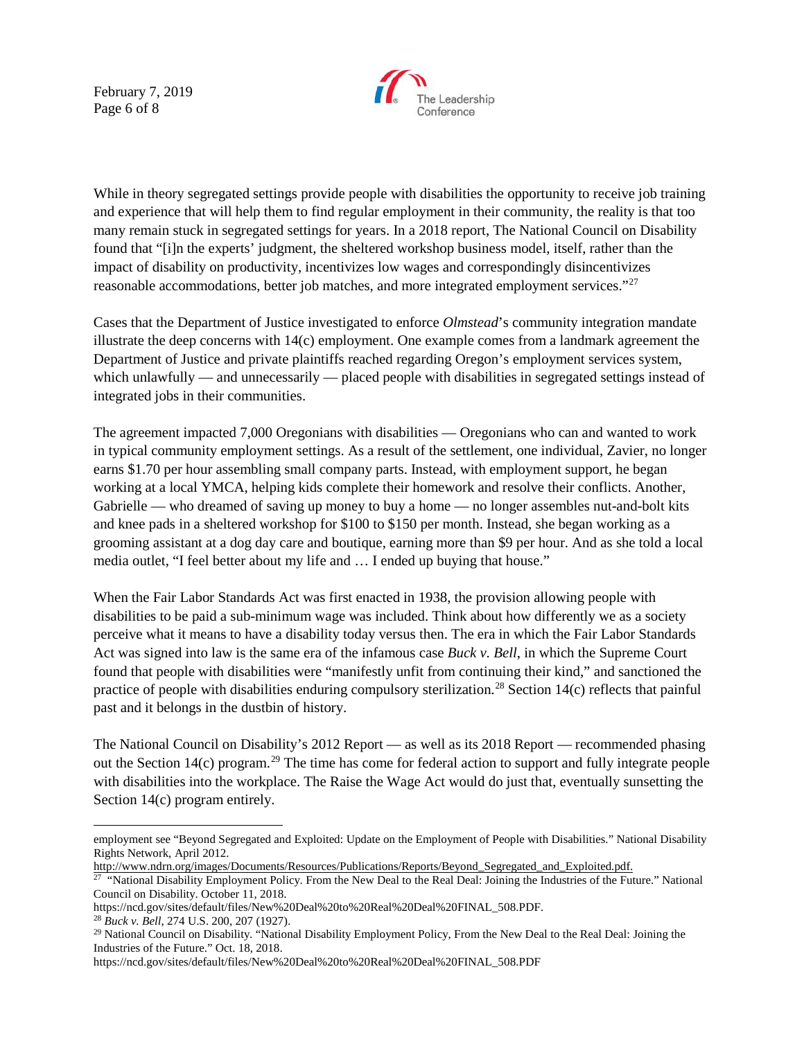While in theory segregated settings provide people with disabilities the opportunity to receive job training and experience that will help them to find regular employment in their community, the reality is that too many remain stuck in segregated settings for years. In a 2018 report, The National Council on Disability found that "[i]n the experts' judgment, the sheltered workshop business model, itself, rather than the impact of disability on productivity, incentivizes low wages and correspondingly disincentivizes reasonable accommodations, better job matches, and more integrated employment services."[27]

Cases that the Department of Justice investigated to enforce *Olmstead*'s community integration mandate illustrate the deep concerns with 14(c) employment. One example comes from a landmark agreement the Department of Justice and private plaintiffs reached regarding Oregon's employment services system, which unlawfully — and unnecessarily — placed people with disabilities in segregated settings instead of integrated jobs in their communities.

The agreement impacted 7,000 Oregonians with disabilities — Oregonians who can and wanted to work in typical community employment settings. As a result of the settlement, one individual, Zavier, no longer earns $1.70 per hour assembling small company parts. Instead, with employment support, he began working at a local YMCA, helping kids complete their homework and resolve their conflicts. Another, Gabrielle — who dreamed of saving up money to buy a home — no longer assembles nut-and-bolt kits and knee pads in a sheltered workshop for $100 to $150 per month. Instead, she began working as a grooming assistant at a dog day care and boutique, earning more than $9 per hour. And as she told a local media outlet, "I feel better about my life and … I ended up buying that house."

When the Fair Labor Standards Act was first enacted in 1938, the provision allowing people with disabilities to be paid a sub-minimum wage was included. Think about how differently we as a society perceive what it means to have a disability today versus then. The era in which the Fair Labor Standards Act was signed into law is the same era of the infamous case *Buck v. Bell*, in which the Supreme Court found that people with disabilities were "manifestly unfit from continuing their kind," and sanctioned the practice of people with disabilities enduring compulsory sterilization.[28] Section 14(c) reflects that painful past and it belongs in the dustbin of history.

The National Council on Disability's 2012 Report — as well as its 2018 Report — recommended phasing out the Section 14(c) program.[29] The time has come for federal action to support and fully integrate people with disabilities into the workplace. The Raise the Wage Act would do just that, eventually sunsetting the Section 14(c) program entirely.

---

employment see "Beyond Segregated and Exploited: Update on the Employment of People with Disabilities." National Disability Rights Network, April 2012. http://www.ndrn.org/images/Documents/Resources/Publications/Reports/Beyond_Segregated_and_Exploited.pdf.

[27] "National Disability Employment Policy. From the New Deal to the Real Deal: Joining the Industries of the Future." National Council on Disability. October 11, 2018. https://ncd.gov/sites/default/files/New%20Deal%20to%20Real%20Deal%20FINAL_508.PDF.

[28] *Buck v. Bell*, 274 U.S. 200, 207 (1927).

[29] National Council on Disability. "National Disability Employment Policy, From the New Deal to the Real Deal: Joining the Industries of the Future." Oct. 18, 2018. https://ncd.gov/sites/default/files/New%20Deal%20to%20Real%20Deal%20FINAL_508.PDF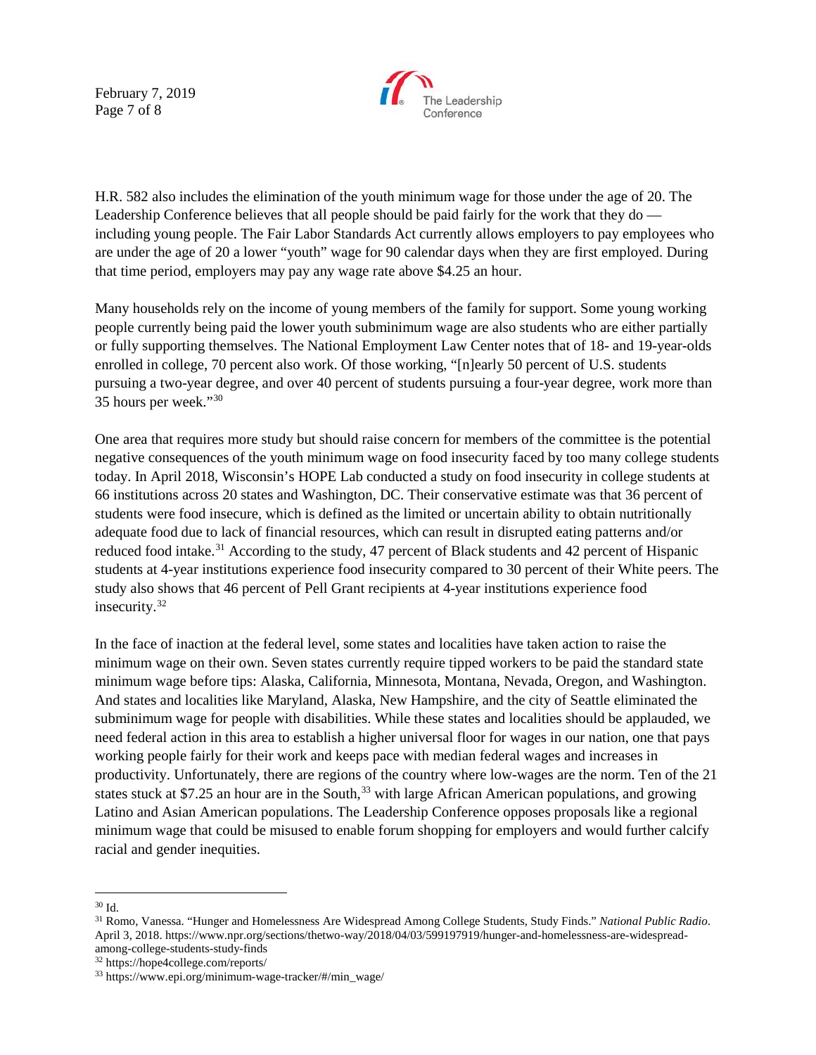H.R. 582 also includes the elimination of the youth minimum wage for those under the age of 20. The Leadership Conference believes that all people should be paid fairly for the work that they do — including young people. The Fair Labor Standards Act currently allows employers to pay employees who are under the age of 20 a lower "youth" wage for 90 calendar days when they are first employed. During that time period, employers may pay any wage rate above $4.25 an hour.

Many households rely on the income of young members of the family for support. Some young working people currently being paid the lower youth subminimum wage are also students who are either partially or fully supporting themselves. The National Employment Law Center notes that of 18- and 19-year-olds enrolled in college, 70 percent also work. Of those working, "[n]early 50 percent of U.S. students pursuing a two-year degree, and over 40 percent of students pursuing a four-year degree, work more than 35 hours per week."[30]

One area that requires more study but should raise concern for members of the committee is the potential negative consequences of the youth minimum wage on food insecurity faced by too many college students today. In April 2018, Wisconsin's HOPE Lab conducted a study on food insecurity in college students at 66 institutions across 20 states and Washington, DC. Their conservative estimate was that 36 percent of students were food insecure, which is defined as the limited or uncertain ability to obtain nutritionally adequate food due to lack of financial resources, which can result in disrupted eating patterns and/or reduced food intake.[31] According to the study, 47 percent of Black students and 42 percent of Hispanic students at 4-year institutions experience food insecurity compared to 30 percent of their White peers. The study also shows that 46 percent of Pell Grant recipients at 4-year institutions experience food insecurity.[32]

In the face of inaction at the federal level, some states and localities have taken action to raise the minimum wage on their own. Seven states currently require tipped workers to be paid the standard state minimum wage before tips: Alaska, California, Minnesota, Montana, Nevada, Oregon, and Washington. And states and localities like Maryland, Alaska, New Hampshire, and the city of Seattle eliminated the subminimum wage for people with disabilities. While these states and localities should be applauded, we need federal action in this area to establish a higher universal floor for wages in our nation, one that pays working people fairly for their work and keeps pace with median federal wages and increases in productivity. Unfortunately, there are regions of the country where low-wages are the norm. Ten of the 21 states stuck at $7.25 an hour are in the South,[33] with large African American populations, and growing Latino and Asian American populations. The Leadership Conference opposes proposals like a regional minimum wage that could be misused to enable forum shopping for employers and would further calcify racial and gender inequities.

---

[30] Id.

[31] Romo, Vanessa. "Hunger and Homelessness Are Widespread Among College Students, Study Finds." *National Public Radio*. April 3, 2018. https://www.npr.org/sections/thetwo-way/2018/04/03/599197919/hunger-and-homelessness-are-widespread-among-college-students-study-finds

[32] https://hope4college.com/reports/

[33] https://www.epi.org/minimum-wage-tracker/#/min_wage/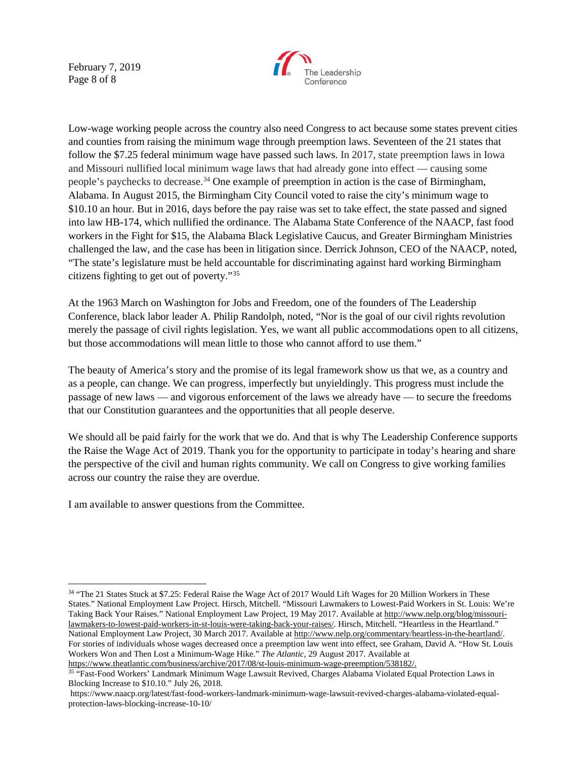Low-wage working people across the country also need Congress to act because some states prevent cities and counties from raising the minimum wage through preemption laws. Seventeen of the 21 states that follow the $7.25 federal minimum wage have passed such laws. In 2017, state preemption laws in Iowa and Missouri nullified local minimum wage laws that had already gone into effect — causing some people's paychecks to decrease.[34] One example of preemption in action is the case of Birmingham, Alabama. In August 2015, the Birmingham City Council voted to raise the city's minimum wage to $10.10 an hour. But in 2016, days before the pay raise was set to take effect, the state passed and signed into law HB-174, which nullified the ordinance. The Alabama State Conference of the NAACP, fast food workers in the Fight for $15, the Alabama Black Legislative Caucus, and Greater Birmingham Ministries challenged the law, and the case has been in litigation since. Derrick Johnson, CEO of the NAACP, noted, "The state's legislature must be held accountable for discriminating against hard working Birmingham citizens fighting to get out of poverty."[35]

At the 1963 March on Washington for Jobs and Freedom, one of the founders of The Leadership Conference, black labor leader A. Philip Randolph, noted, "Nor is the goal of our civil rights revolution merely the passage of civil rights legislation. Yes, we want all public accommodations open to all citizens, but those accommodations will mean little to those who cannot afford to use them."

The beauty of America's story and the promise of its legal framework show us that we, as a country and as a people, can change. We can progress, imperfectly but unyieldingly. This progress must include the passage of new laws — and vigorous enforcement of the laws we already have — to secure the freedoms that our Constitution guarantees and the opportunities that all people deserve.

We should all be paid fairly for the work that we do. And that is why The Leadership Conference supports the Raise the Wage Act of 2019. Thank you for the opportunity to participate in today's hearing and share the perspective of the civil and human rights community. We call on Congress to give working families across our country the raise they are overdue.

I am available to answer questions from the Committee.

---

[34] "The 21 States Stuck at $7.25: Federal Raise the Wage Act of 2017 Would Lift Wages for 20 Million Workers in These States." National Employment Law Project. Hirsch, Mitchell. "Missouri Lawmakers to Lowest-Paid Workers in St. Louis: We're Taking Back Your Raises." National Employment Law Project, 19 May 2017. Available at http://www.nelp.org/blog/missouri-lawmakers-to-lowest-paid-workers-in-st-louis-were-taking-back-your-raises/. Hirsch, Mitchell. "Heartless in the Heartland." National Employment Law Project, 30 March 2017. Available at http://www.nelp.org/commentary/heartless-in-the-heartland/. For stories of individuals whose wages decreased once a preemption law went into effect, see Graham, David A. "How St. Louis Workers Won and Then Lost a Minimum-Wage Hike." *The Atlantic*, 29 August 2017. Available at https://www.theatlantic.com/business/archive/2017/08/st-louis-minimum-wage-preemption/538182/.

[35] "Fast-Food Workers' Landmark Minimum Wage Lawsuit Revived, Charges Alabama Violated Equal Protection Laws in Blocking Increase to $10.10." July 26, 2018. https://www.naacp.org/latest/fast-food-workers-landmark-minimum-wage-lawsuit-revived-charges-alabama-violated-equal-protection-laws-blocking-increase-10-10/